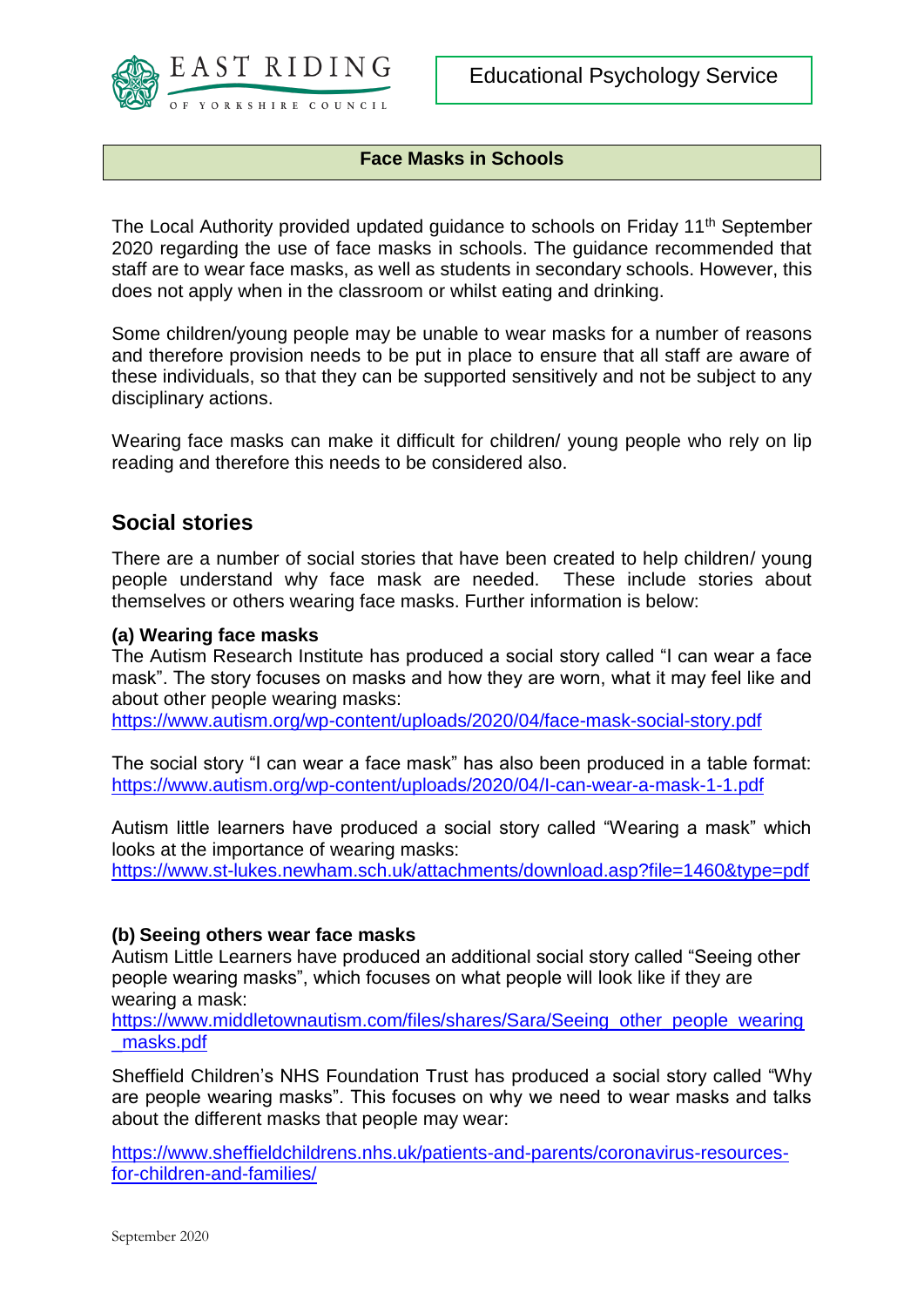EAST RIDING
OF YORKSHIRE COUNCIL

Educational Psychology Service

# Face Masks in Schools

The Local Authority provided updated guidance to schools on Friday 11th September 2020 regarding the use of face masks in schools. The guidance recommended that staff are to wear face masks, as well as students in secondary schools. However, this does not apply when in the classroom or whilst eating and drinking.

Some children/young people may be unable to wear masks for a number of reasons and therefore provision needs to be put in place to ensure that all staff are aware of these individuals, so that they can be supported sensitively and not be subject to any disciplinary actions.

Wearing face masks can make it difficult for children/ young people who rely on lip reading and therefore this needs to be considered also.

## Social stories

There are a number of social stories that have been created to help children/ young people understand why face mask are needed. These include stories about themselves or others wearing face masks. Further information is below:

**(a) Wearing face masks**

The Autism Research Institute has produced a social story called "I can wear a face mask". The story focuses on masks and how they are worn, what it may feel like and about other people wearing masks:
https://www.autism.org/wp-content/uploads/2020/04/face-mask-social-story.pdf

The social story "I can wear a face mask" has also been produced in a table format:
https://www.autism.org/wp-content/uploads/2020/04/I-can-wear-a-mask-1-1.pdf

Autism little learners have produced a social story called "Wearing a mask" which looks at the importance of wearing masks:
https://www.st-lukes.newham.sch.uk/attachments/download.asp?file=1460&type=pdf

**(b) Seeing others wear face masks**

Autism Little Learners have produced an additional social story called "Seeing other people wearing masks", which focuses on what people will look like if they are wearing a mask:
https://www.middletownautism.com/files/shares/Sara/Seeing_other_people_wearing_masks.pdf

Sheffield Children's NHS Foundation Trust has produced a social story called "Why are people wearing masks". This focuses on why we need to wear masks and talks about the different masks that people may wear:

https://www.sheffieldchildrens.nhs.uk/patients-and-parents/coronavirus-resources-for-children-and-families/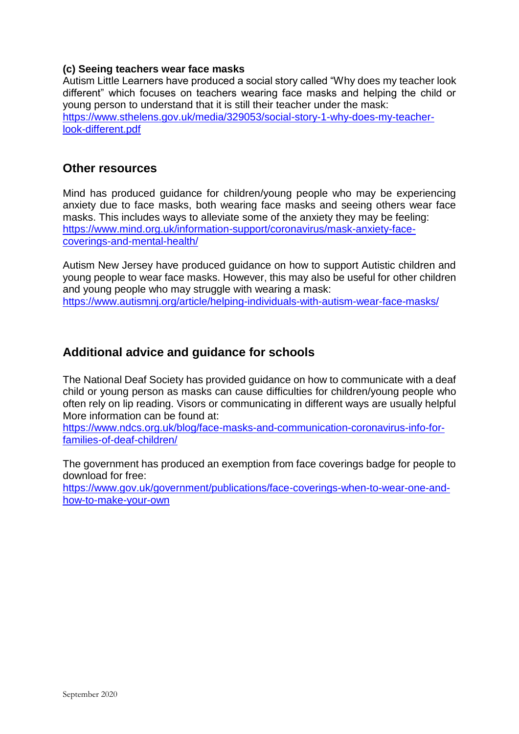**(c) Seeing teachers wear face masks**

Autism Little Learners have produced a social story called "Why does my teacher look different" which focuses on teachers wearing face masks and helping the child or young person to understand that it is still their teacher under the mask: https://www.sthelens.gov.uk/media/329053/social-story-1-why-does-my-teacher-look-different.pdf

## Other resources

Mind has produced guidance for children/young people who may be experiencing anxiety due to face masks, both wearing face masks and seeing others wear face masks. This includes ways to alleviate some of the anxiety they may be feeling: https://www.mind.org.uk/information-support/coronavirus/mask-anxiety-face-coverings-and-mental-health/

Autism New Jersey have produced guidance on how to support Autistic children and young people to wear face masks. However, this may also be useful for other children and young people who may struggle with wearing a mask: https://www.autismnj.org/article/helping-individuals-with-autism-wear-face-masks/

## Additional advice and guidance for schools

The National Deaf Society has provided guidance on how to communicate with a deaf child or young person as masks can cause difficulties for children/young people who often rely on lip reading. Visors or communicating in different ways are usually helpful More information can be found at: https://www.ndcs.org.uk/blog/face-masks-and-communication-coronavirus-info-for-families-of-deaf-children/

The government has produced an exemption from face coverings badge for people to download for free: https://www.gov.uk/government/publications/face-coverings-when-to-wear-one-and-how-to-make-your-own